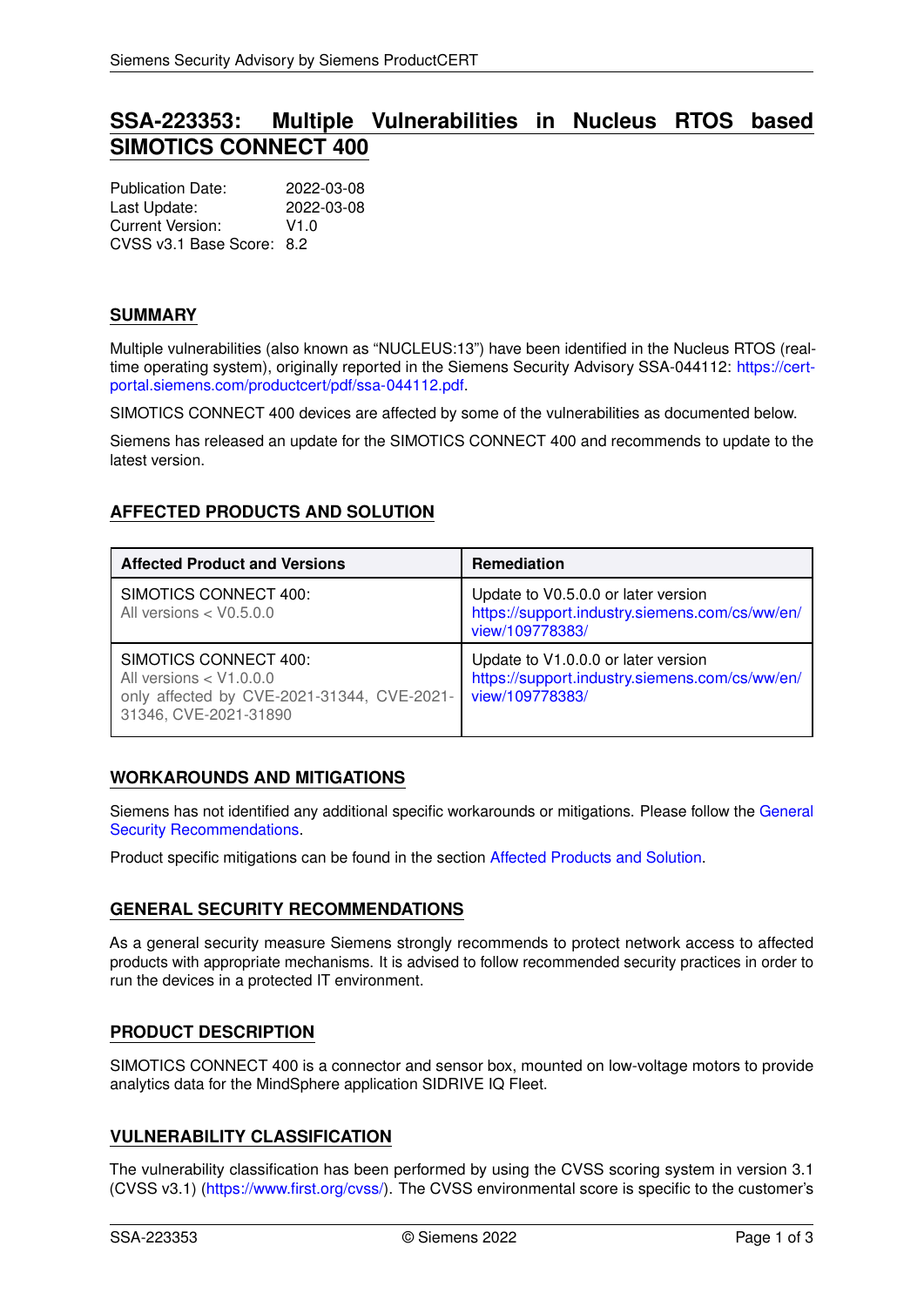# SSA-223353: Multiple Vulnerabilities in Nucleus RTOS based SIMOTICS CONNECT 400

Publication Date: 2022-03-08
Last Update: 2022-03-08
Current Version: V1.0
CVSS v3.1 Base Score: 8.2

## SUMMARY

Multiple vulnerabilities (also known as "NUCLEUS:13") have been identified in the Nucleus RTOS (real-time operating system), originally reported in the Siemens Security Advisory SSA-044112: https://cert-portal.siemens.com/productcert/pdf/ssa-044112.pdf.

SIMOTICS CONNECT 400 devices are affected by some of the vulnerabilities as documented below.

Siemens has released an update for the SIMOTICS CONNECT 400 and recommends to update to the latest version.

## AFFECTED PRODUCTS AND SOLUTION

| Affected Product and Versions | Remediation |
|---|---|
| SIMOTICS CONNECT 400: All versions < V0.5.0.0 | Update to V0.5.0.0 or later version https://support.industry.siemens.com/cs/ww/en/view/109778383/ |
| SIMOTICS CONNECT 400: All versions < V1.0.0.0 only affected by CVE-2021-31344, CVE-2021-31346, CVE-2021-31890 | Update to V1.0.0.0 or later version https://support.industry.siemens.com/cs/ww/en/view/109778383/ |

## WORKAROUNDS AND MITIGATIONS

Siemens has not identified any additional specific workarounds or mitigations. Please follow the General Security Recommendations.

Product specific mitigations can be found in the section Affected Products and Solution.

## GENERAL SECURITY RECOMMENDATIONS

As a general security measure Siemens strongly recommends to protect network access to affected products with appropriate mechanisms. It is advised to follow recommended security practices in order to run the devices in a protected IT environment.

## PRODUCT DESCRIPTION

SIMOTICS CONNECT 400 is a connector and sensor box, mounted on low-voltage motors to provide analytics data for the MindSphere application SIDRIVE IQ Fleet.

## VULNERABILITY CLASSIFICATION

The vulnerability classification has been performed by using the CVSS scoring system in version 3.1 (CVSS v3.1) (https://www.first.org/cvss/). The CVSS environmental score is specific to the customer's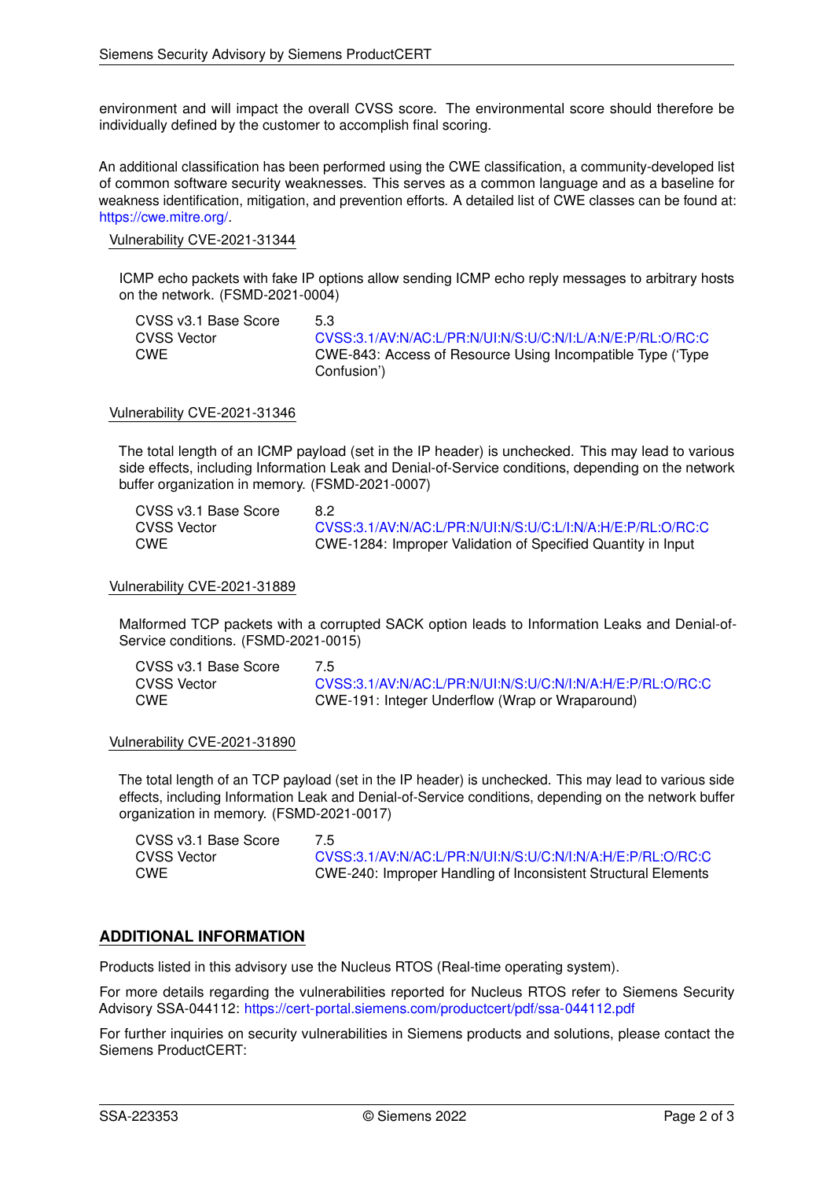environment and will impact the overall CVSS score. The environmental score should therefore be individually defined by the customer to accomplish final scoring.

An additional classification has been performed using the CWE classification, a community-developed list of common software security weaknesses. This serves as a common language and as a baseline for weakness identification, mitigation, and prevention efforts. A detailed list of CWE classes can be found at: https://cwe.mitre.org/.

### Vulnerability CVE-2021-31344

ICMP echo packets with fake IP options allow sending ICMP echo reply messages to arbitrary hosts on the network. (FSMD-2021-0004)

| | |
|---|---|
| CVSS v3.1 Base Score | 5.3 |
| CVSS Vector | CVSS:3.1/AV:N/AC:L/PR:N/UI:N/S:U/C:N/I:L/A:N/E:P/RL:O/RC:C |
| CWE | CWE-843: Access of Resource Using Incompatible Type ('Type Confusion') |

### Vulnerability CVE-2021-31346

The total length of an ICMP payload (set in the IP header) is unchecked. This may lead to various side effects, including Information Leak and Denial-of-Service conditions, depending on the network buffer organization in memory. (FSMD-2021-0007)

| | |
|---|---|
| CVSS v3.1 Base Score | 8.2 |
| CVSS Vector | CVSS:3.1/AV:N/AC:L/PR:N/UI:N/S:U/C:L/I:N/A:H/E:P/RL:O/RC:C |
| CWE | CWE-1284: Improper Validation of Specified Quantity in Input |

### Vulnerability CVE-2021-31889

Malformed TCP packets with a corrupted SACK option leads to Information Leaks and Denial-of-Service conditions. (FSMD-2021-0015)

| | |
|---|---|
| CVSS v3.1 Base Score | 7.5 |
| CVSS Vector | CVSS:3.1/AV:N/AC:L/PR:N/UI:N/S:U/C:N/I:N/A:H/E:P/RL:O/RC:C |
| CWE | CWE-191: Integer Underflow (Wrap or Wraparound) |

### Vulnerability CVE-2021-31890

The total length of an TCP payload (set in the IP header) is unchecked. This may lead to various side effects, including Information Leak and Denial-of-Service conditions, depending on the network buffer organization in memory. (FSMD-2021-0017)

| | |
|---|---|
| CVSS v3.1 Base Score | 7.5 |
| CVSS Vector | CVSS:3.1/AV:N/AC:L/PR:N/UI:N/S:U/C:N/I:N/A:H/E:P/RL:O/RC:C |
| CWE | CWE-240: Improper Handling of Inconsistent Structural Elements |

## ADDITIONAL INFORMATION

Products listed in this advisory use the Nucleus RTOS (Real-time operating system).

For more details regarding the vulnerabilities reported for Nucleus RTOS refer to Siemens Security Advisory SSA-044112: https://cert-portal.siemens.com/productcert/pdf/ssa-044112.pdf

For further inquiries on security vulnerabilities in Siemens products and solutions, please contact the Siemens ProductCERT: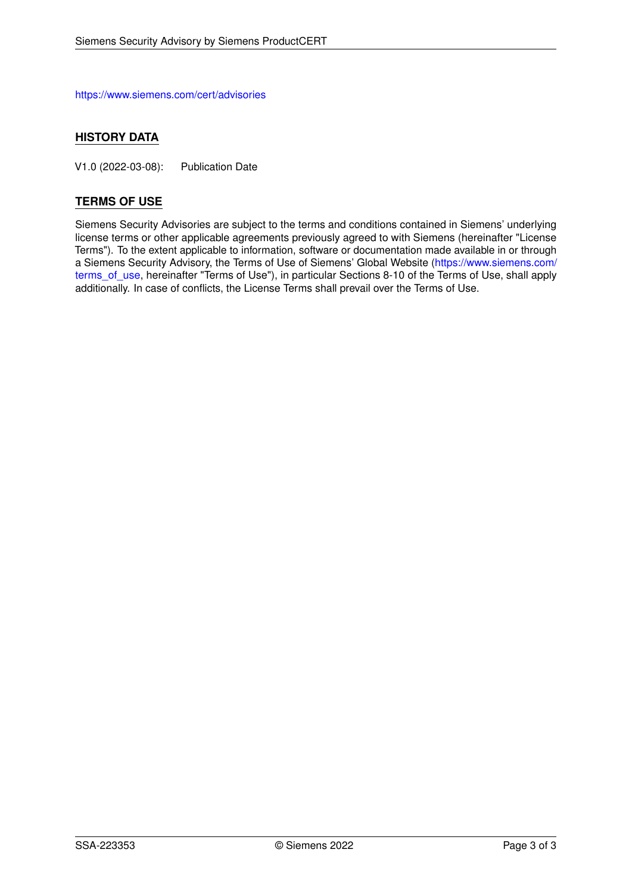https://www.siemens.com/cert/advisories

## HISTORY DATA

V1.0 (2022-03-08): Publication Date

## TERMS OF USE

Siemens Security Advisories are subject to the terms and conditions contained in Siemens' underlying license terms or other applicable agreements previously agreed to with Siemens (hereinafter "License Terms"). To the extent applicable to information, software or documentation made available in or through a Siemens Security Advisory, the Terms of Use of Siemens' Global Website (https://www.siemens.com/terms_of_use, hereinafter "Terms of Use"), in particular Sections 8-10 of the Terms of Use, shall apply additionally. In case of conflicts, the License Terms shall prevail over the Terms of Use.